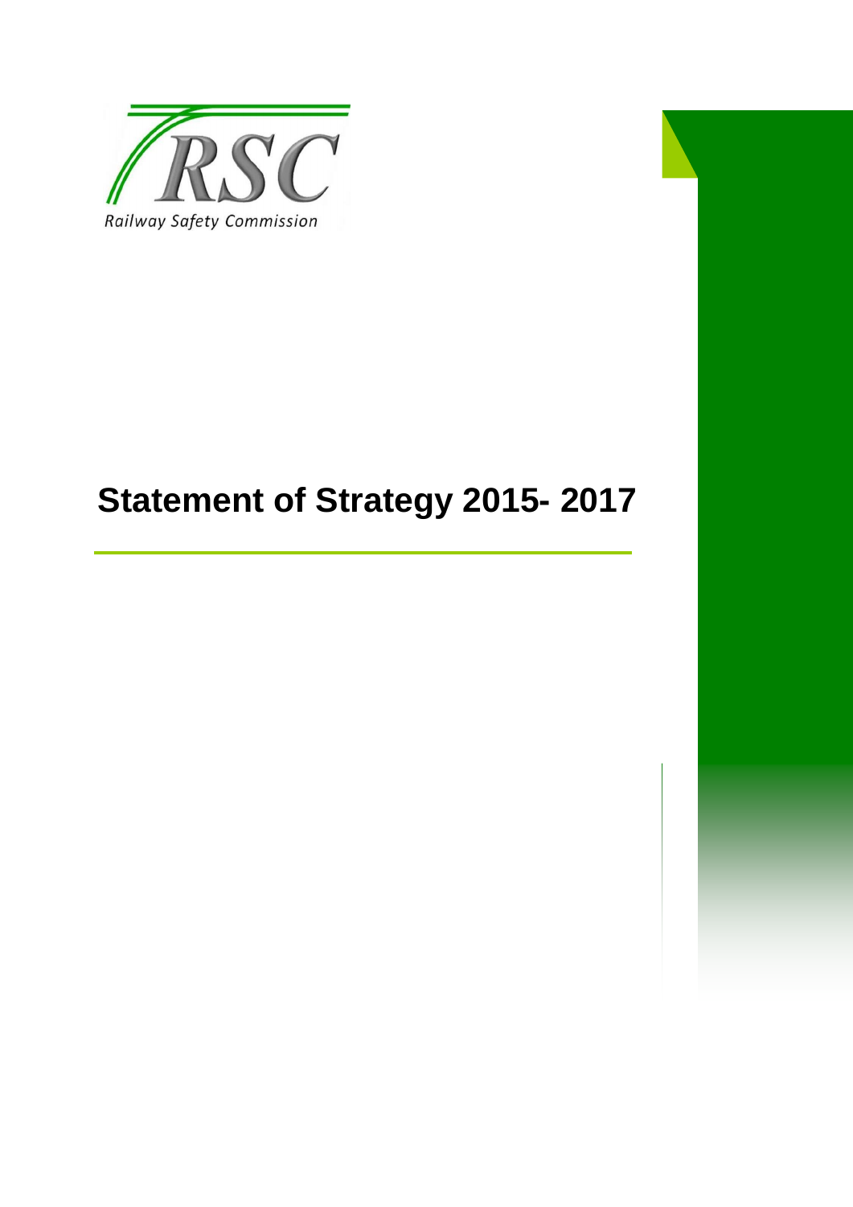RSC

Railway Safety Commission

# Statement of Strategy 2015- 2017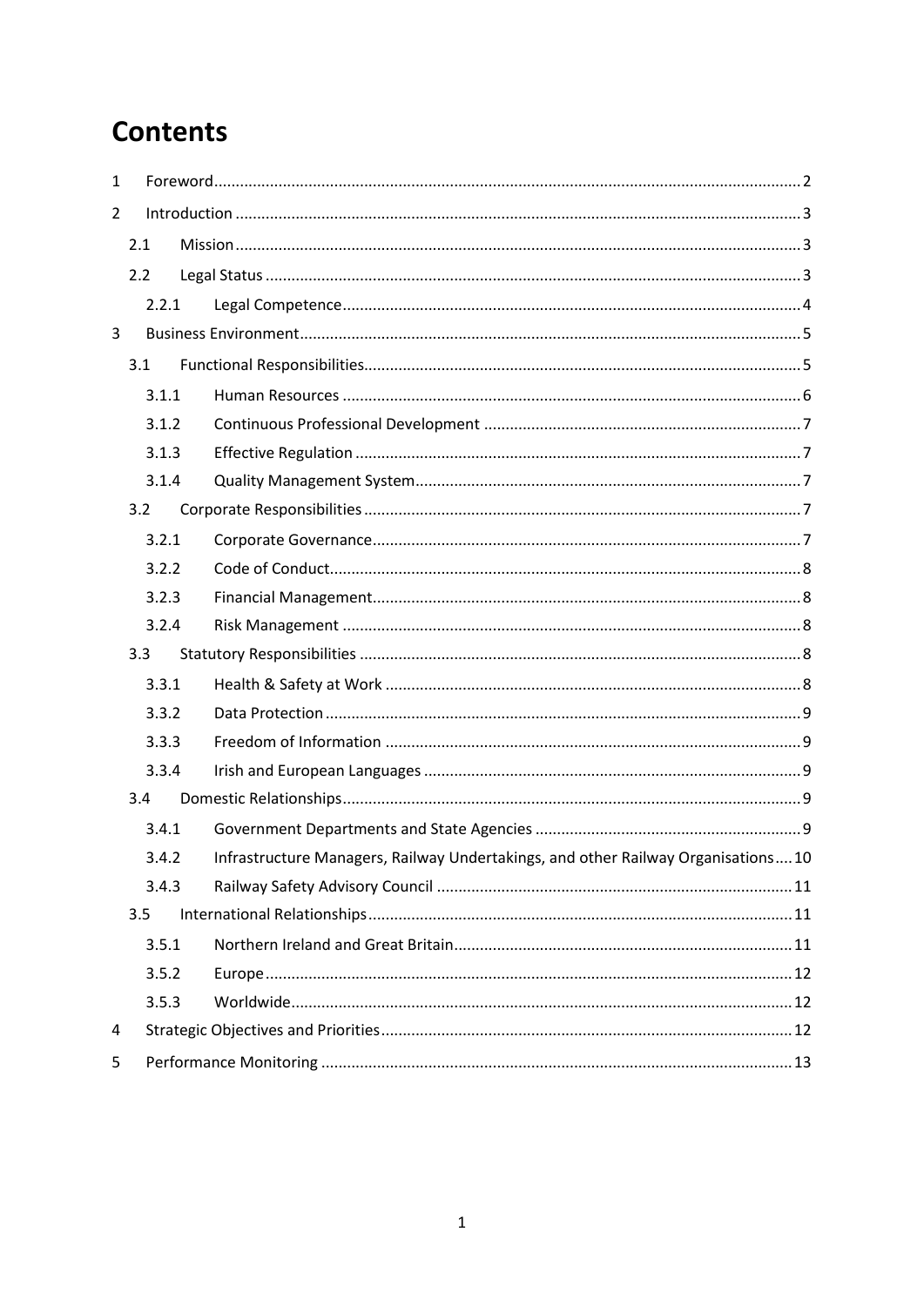# Contents

- 1 Foreword .......... 2
- 2 Introduction .......... 3
  - 2.1 Mission .......... 3
  - 2.2 Legal Status .......... 3
    - 2.2.1 Legal Competence .......... 4
- 3 Business Environment .......... 5
  - 3.1 Functional Responsibilities .......... 5
    - 3.1.1 Human Resources .......... 6
    - 3.1.2 Continuous Professional Development .......... 7
    - 3.1.3 Effective Regulation .......... 7
    - 3.1.4 Quality Management System .......... 7
  - 3.2 Corporate Responsibilities .......... 7
    - 3.2.1 Corporate Governance .......... 7
    - 3.2.2 Code of Conduct .......... 8
    - 3.2.3 Financial Management .......... 8
    - 3.2.4 Risk Management .......... 8
  - 3.3 Statutory Responsibilities .......... 8
    - 3.3.1 Health & Safety at Work .......... 8
    - 3.3.2 Data Protection .......... 9
    - 3.3.3 Freedom of Information .......... 9
    - 3.3.4 Irish and European Languages .......... 9
  - 3.4 Domestic Relationships .......... 9
    - 3.4.1 Government Departments and State Agencies .......... 9
    - 3.4.2 Infrastructure Managers, Railway Undertakings, and other Railway Organisations .......... 10
    - 3.4.3 Railway Safety Advisory Council .......... 11
  - 3.5 International Relationships .......... 11
    - 3.5.1 Northern Ireland and Great Britain .......... 11
    - 3.5.2 Europe .......... 12
    - 3.5.3 Worldwide .......... 12
- 4 Strategic Objectives and Priorities .......... 12
- 5 Performance Monitoring .......... 13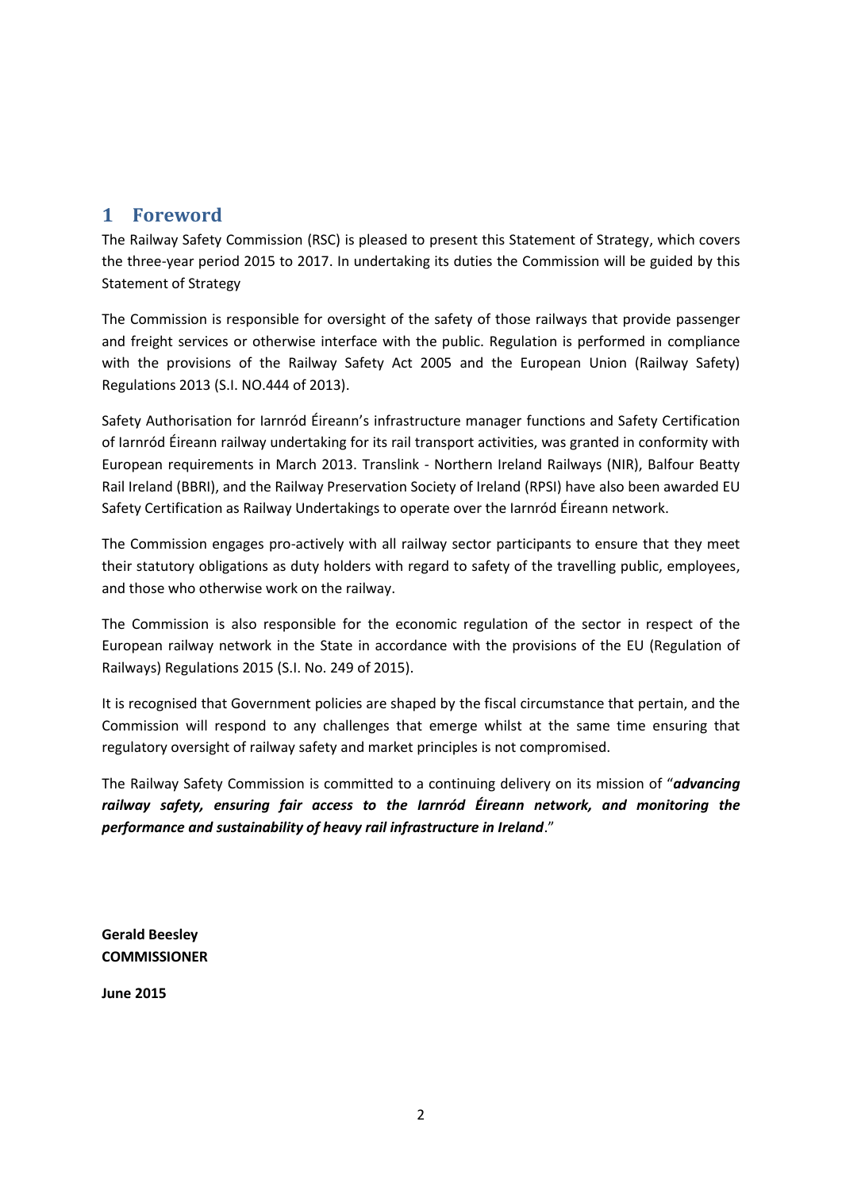# 1 Foreword

The Railway Safety Commission (RSC) is pleased to present this Statement of Strategy, which covers the three-year period 2015 to 2017. In undertaking its duties the Commission will be guided by this Statement of Strategy

The Commission is responsible for oversight of the safety of those railways that provide passenger and freight services or otherwise interface with the public. Regulation is performed in compliance with the provisions of the Railway Safety Act 2005 and the European Union (Railway Safety) Regulations 2013 (S.I. NO.444 of 2013).

Safety Authorisation for Iarnród Éireann's infrastructure manager functions and Safety Certification of Iarnród Éireann railway undertaking for its rail transport activities, was granted in conformity with European requirements in March 2013. Translink - Northern Ireland Railways (NIR), Balfour Beatty Rail Ireland (BBRI), and the Railway Preservation Society of Ireland (RPSI) have also been awarded EU Safety Certification as Railway Undertakings to operate over the Iarnród Éireann network.

The Commission engages pro-actively with all railway sector participants to ensure that they meet their statutory obligations as duty holders with regard to safety of the travelling public, employees, and those who otherwise work on the railway.

The Commission is also responsible for the economic regulation of the sector in respect of the European railway network in the State in accordance with the provisions of the EU (Regulation of Railways) Regulations 2015 (S.I. No. 249 of 2015).

It is recognised that Government policies are shaped by the fiscal circumstance that pertain, and the Commission will respond to any challenges that emerge whilst at the same time ensuring that regulatory oversight of railway safety and market principles is not compromised.

The Railway Safety Commission is committed to a continuing delivery on its mission of "***advancing railway safety, ensuring fair access to the Iarnród Éireann network, and monitoring the performance and sustainability of heavy rail infrastructure in Ireland***."

**Gerald Beesley**
**COMMISSIONER**

**June 2015**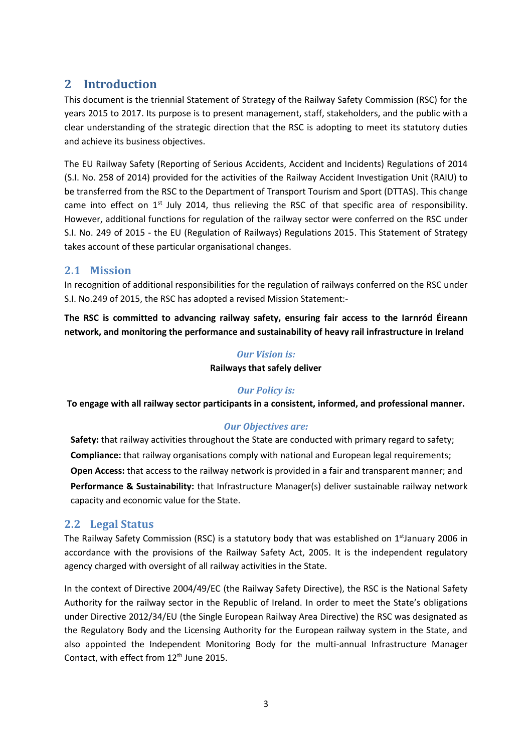# 2 Introduction

This document is the triennial Statement of Strategy of the Railway Safety Commission (RSC) for the years 2015 to 2017. Its purpose is to present management, staff, stakeholders, and the public with a clear understanding of the strategic direction that the RSC is adopting to meet its statutory duties and achieve its business objectives.

The EU Railway Safety (Reporting of Serious Accidents, Accident and Incidents) Regulations of 2014 (S.I. No. 258 of 2014) provided for the activities of the Railway Accident Investigation Unit (RAIU) to be transferred from the RSC to the Department of Transport Tourism and Sport (DTTAS). This change came into effect on 1st July 2014, thus relieving the RSC of that specific area of responsibility. However, additional functions for regulation of the railway sector were conferred on the RSC under S.I. No. 249 of 2015 - the EU (Regulation of Railways) Regulations 2015. This Statement of Strategy takes account of these particular organisational changes.

## 2.1 Mission

In recognition of additional responsibilities for the regulation of railways conferred on the RSC under S.I. No.249 of 2015, the RSC has adopted a revised Mission Statement:-

**The RSC is committed to advancing railway safety, ensuring fair access to the Iarnród Éireann network, and monitoring the performance and sustainability of heavy rail infrastructure in Ireland**

***Our Vision is:***

**Railways that safely deliver**

***Our Policy is:***

**To engage with all railway sector participants in a consistent, informed, and professional manner.**

***Our Objectives are:***

**Safety:** that railway activities throughout the State are conducted with primary regard to safety;
**Compliance:** that railway organisations comply with national and European legal requirements;
**Open Access:** that access to the railway network is provided in a fair and transparent manner; and
**Performance & Sustainability:** that Infrastructure Manager(s) deliver sustainable railway network capacity and economic value for the State.

## 2.2 Legal Status

The Railway Safety Commission (RSC) is a statutory body that was established on 1stJanuary 2006 in accordance with the provisions of the Railway Safety Act, 2005. It is the independent regulatory agency charged with oversight of all railway activities in the State.

In the context of Directive 2004/49/EC (the Railway Safety Directive), the RSC is the National Safety Authority for the railway sector in the Republic of Ireland. In order to meet the State's obligations under Directive 2012/34/EU (the Single European Railway Area Directive) the RSC was designated as the Regulatory Body and the Licensing Authority for the European railway system in the State, and also appointed the Independent Monitoring Body for the multi-annual Infrastructure Manager Contact, with effect from 12th June 2015.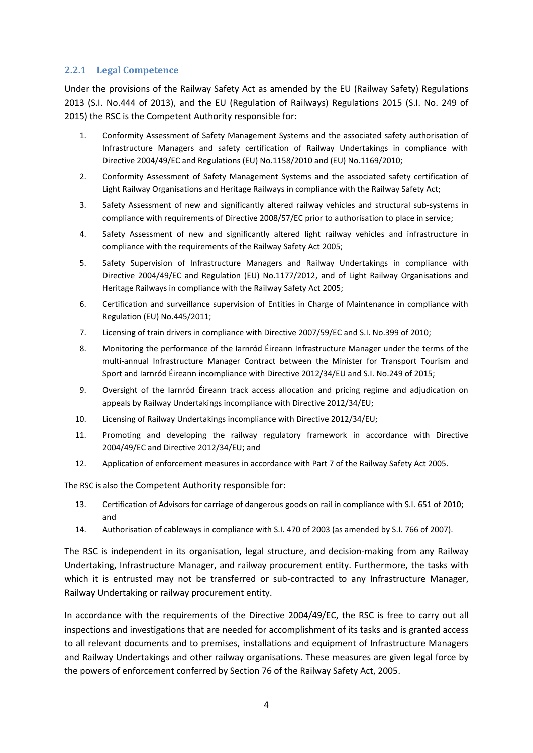### 2.2.1 Legal Competence

Under the provisions of the Railway Safety Act as amended by the EU (Railway Safety) Regulations 2013 (S.I. No.444 of 2013), and the EU (Regulation of Railways) Regulations 2015 (S.I. No. 249 of 2015) the RSC is the Competent Authority responsible for:

1. Conformity Assessment of Safety Management Systems and the associated safety authorisation of Infrastructure Managers and safety certification of Railway Undertakings in compliance with Directive 2004/49/EC and Regulations (EU) No.1158/2010 and (EU) No.1169/2010;
2. Conformity Assessment of Safety Management Systems and the associated safety certification of Light Railway Organisations and Heritage Railways in compliance with the Railway Safety Act;
3. Safety Assessment of new and significantly altered railway vehicles and structural sub-systems in compliance with requirements of Directive 2008/57/EC prior to authorisation to place in service;
4. Safety Assessment of new and significantly altered light railway vehicles and infrastructure in compliance with the requirements of the Railway Safety Act 2005;
5. Safety Supervision of Infrastructure Managers and Railway Undertakings in compliance with Directive 2004/49/EC and Regulation (EU) No.1177/2012, and of Light Railway Organisations and Heritage Railways in compliance with the Railway Safety Act 2005;
6. Certification and surveillance supervision of Entities in Charge of Maintenance in compliance with Regulation (EU) No.445/2011;
7. Licensing of train drivers in compliance with Directive 2007/59/EC and S.I. No.399 of 2010;
8. Monitoring the performance of the Iarnród Éireann Infrastructure Manager under the terms of the multi-annual Infrastructure Manager Contract between the Minister for Transport Tourism and Sport and Iarnród Éireann incompliance with Directive 2012/34/EU and S.I. No.249 of 2015;
9. Oversight of the Iarnród Éireann track access allocation and pricing regime and adjudication on appeals by Railway Undertakings incompliance with Directive 2012/34/EU;
10. Licensing of Railway Undertakings incompliance with Directive 2012/34/EU;
11. Promoting and developing the railway regulatory framework in accordance with Directive 2004/49/EC and Directive 2012/34/EU; and
12. Application of enforcement measures in accordance with Part 7 of the Railway Safety Act 2005.

The RSC is also the Competent Authority responsible for:

13. Certification of Advisors for carriage of dangerous goods on rail in compliance with S.I. 651 of 2010; and
14. Authorisation of cableways in compliance with S.I. 470 of 2003 (as amended by S.I. 766 of 2007).

The RSC is independent in its organisation, legal structure, and decision-making from any Railway Undertaking, Infrastructure Manager, and railway procurement entity. Furthermore, the tasks with which it is entrusted may not be transferred or sub-contracted to any Infrastructure Manager, Railway Undertaking or railway procurement entity.

In accordance with the requirements of the Directive 2004/49/EC, the RSC is free to carry out all inspections and investigations that are needed for accomplishment of its tasks and is granted access to all relevant documents and to premises, installations and equipment of Infrastructure Managers and Railway Undertakings and other railway organisations. These measures are given legal force by the powers of enforcement conferred by Section 76 of the Railway Safety Act, 2005.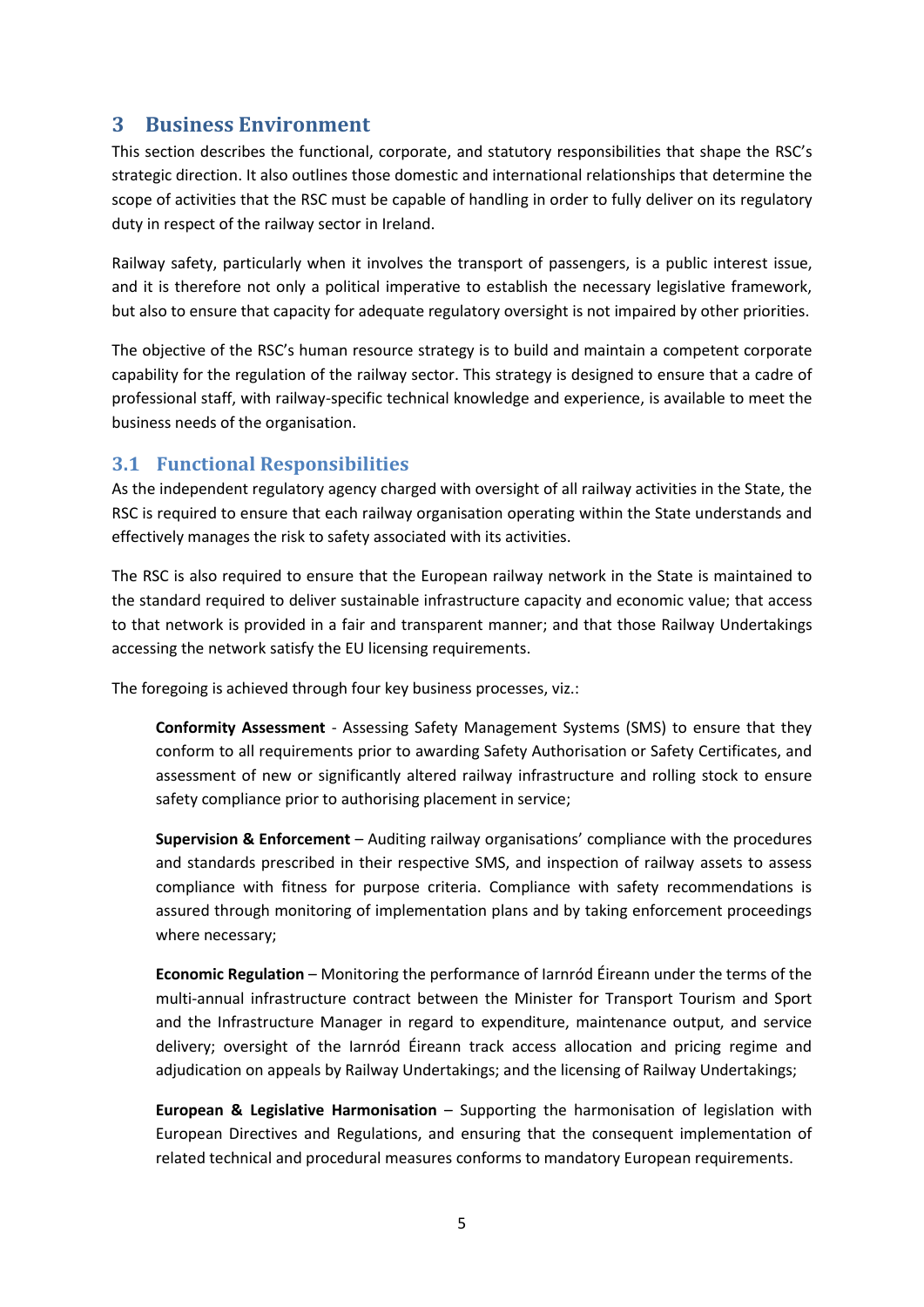# 3 Business Environment

This section describes the functional, corporate, and statutory responsibilities that shape the RSC's strategic direction. It also outlines those domestic and international relationships that determine the scope of activities that the RSC must be capable of handling in order to fully deliver on its regulatory duty in respect of the railway sector in Ireland.

Railway safety, particularly when it involves the transport of passengers, is a public interest issue, and it is therefore not only a political imperative to establish the necessary legislative framework, but also to ensure that capacity for adequate regulatory oversight is not impaired by other priorities.

The objective of the RSC's human resource strategy is to build and maintain a competent corporate capability for the regulation of the railway sector. This strategy is designed to ensure that a cadre of professional staff, with railway-specific technical knowledge and experience, is available to meet the business needs of the organisation.

## 3.1 Functional Responsibilities

As the independent regulatory agency charged with oversight of all railway activities in the State, the RSC is required to ensure that each railway organisation operating within the State understands and effectively manages the risk to safety associated with its activities.

The RSC is also required to ensure that the European railway network in the State is maintained to the standard required to deliver sustainable infrastructure capacity and economic value; that access to that network is provided in a fair and transparent manner; and that those Railway Undertakings accessing the network satisfy the EU licensing requirements.

The foregoing is achieved through four key business processes, viz.:

**Conformity Assessment** - Assessing Safety Management Systems (SMS) to ensure that they conform to all requirements prior to awarding Safety Authorisation or Safety Certificates, and assessment of new or significantly altered railway infrastructure and rolling stock to ensure safety compliance prior to authorising placement in service;

**Supervision & Enforcement** – Auditing railway organisations' compliance with the procedures and standards prescribed in their respective SMS, and inspection of railway assets to assess compliance with fitness for purpose criteria. Compliance with safety recommendations is assured through monitoring of implementation plans and by taking enforcement proceedings where necessary;

**Economic Regulation** – Monitoring the performance of Iarnród Éireann under the terms of the multi-annual infrastructure contract between the Minister for Transport Tourism and Sport and the Infrastructure Manager in regard to expenditure, maintenance output, and service delivery; oversight of the Iarnród Éireann track access allocation and pricing regime and adjudication on appeals by Railway Undertakings; and the licensing of Railway Undertakings;

**European & Legislative Harmonisation** – Supporting the harmonisation of legislation with European Directives and Regulations, and ensuring that the consequent implementation of related technical and procedural measures conforms to mandatory European requirements.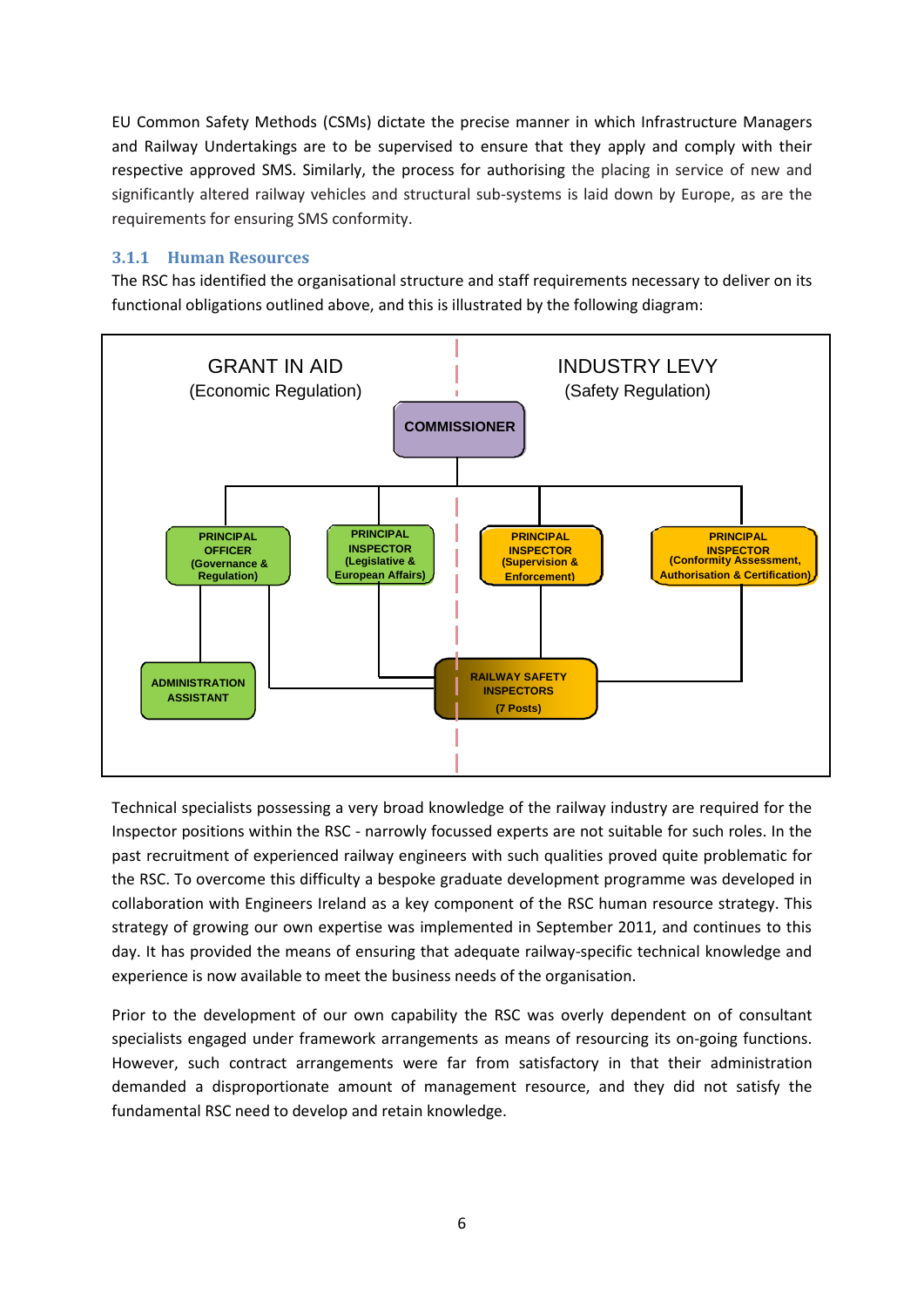EU Common Safety Methods (CSMs) dictate the precise manner in which Infrastructure Managers and Railway Undertakings are to be supervised to ensure that they apply and comply with their respective approved SMS. Similarly, the process for authorising the placing in service of new and significantly altered railway vehicles and structural sub-systems is laid down by Europe, as are the requirements for ensuring SMS conformity.

### 3.1.1 Human Resources

The RSC has identified the organisational structure and staff requirements necessary to deliver on its functional obligations outlined above, and this is illustrated by the following diagram:

GRANT IN AID (Economic Regulation)

INDUSTRY LEVY (Safety Regulation)

COMMISSIONER

PRINCIPAL OFFICER (Governance & Regulation)

PRINCIPAL INSPECTOR (Legislative & European Affairs)

PRINCIPAL INSPECTOR (Supervision & Enforcement)

PRINCIPAL INSPECTOR (Conformity Assessment, Authorisation & Certification)

ADMINISTRATION ASSISTANT

RAILWAY SAFETY INSPECTORS (7 Posts)

Technical specialists possessing a very broad knowledge of the railway industry are required for the Inspector positions within the RSC - narrowly focussed experts are not suitable for such roles. In the past recruitment of experienced railway engineers with such qualities proved quite problematic for the RSC. To overcome this difficulty a bespoke graduate development programme was developed in collaboration with Engineers Ireland as a key component of the RSC human resource strategy. This strategy of growing our own expertise was implemented in September 2011, and continues to this day. It has provided the means of ensuring that adequate railway-specific technical knowledge and experience is now available to meet the business needs of the organisation.

Prior to the development of our own capability the RSC was overly dependent on of consultant specialists engaged under framework arrangements as means of resourcing its on-going functions. However, such contract arrangements were far from satisfactory in that their administration demanded a disproportionate amount of management resource, and they did not satisfy the fundamental RSC need to develop and retain knowledge.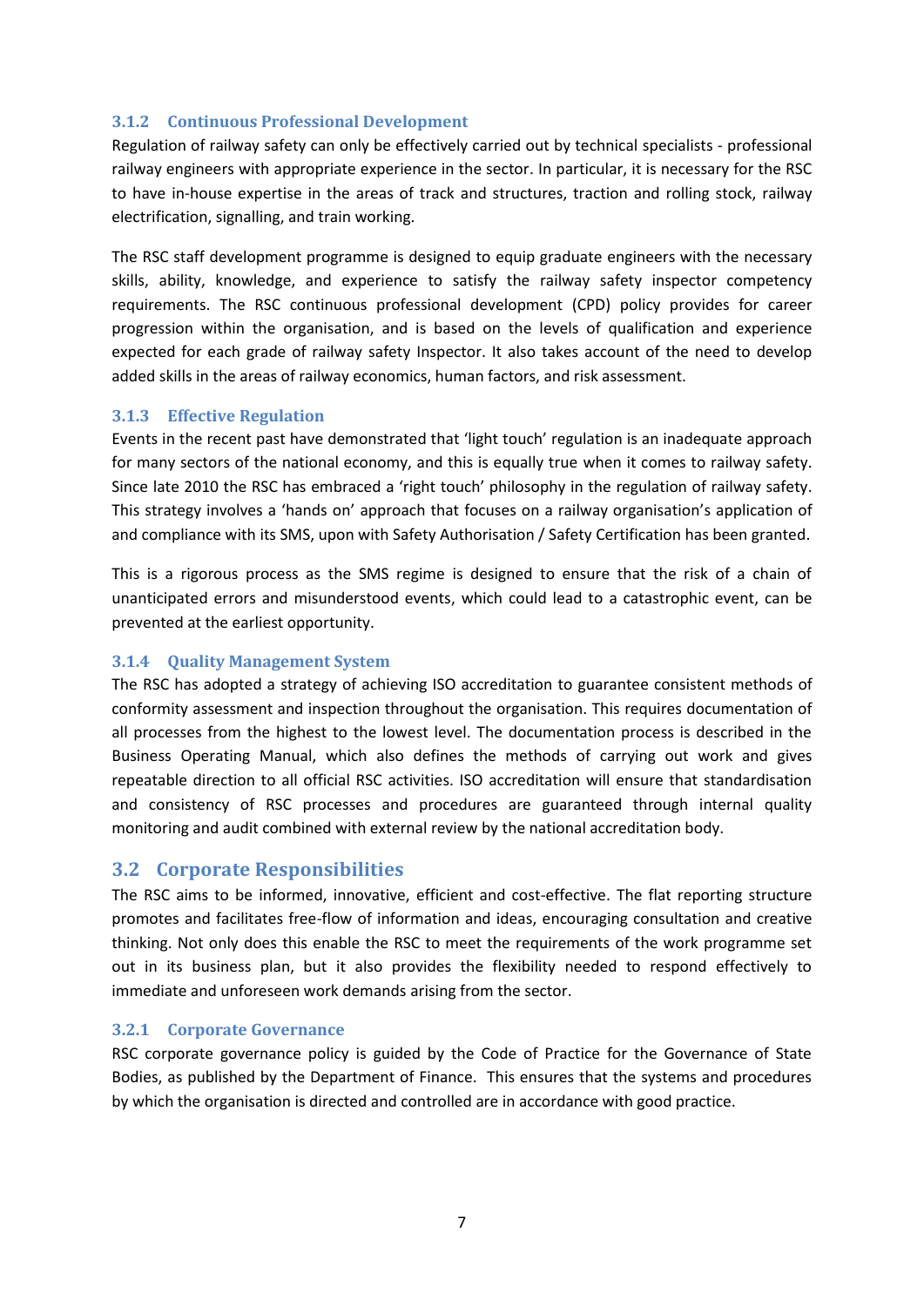### 3.1.2 Continuous Professional Development

Regulation of railway safety can only be effectively carried out by technical specialists - professional railway engineers with appropriate experience in the sector. In particular, it is necessary for the RSC to have in-house expertise in the areas of track and structures, traction and rolling stock, railway electrification, signalling, and train working.

The RSC staff development programme is designed to equip graduate engineers with the necessary skills, ability, knowledge, and experience to satisfy the railway safety inspector competency requirements. The RSC continuous professional development (CPD) policy provides for career progression within the organisation, and is based on the levels of qualification and experience expected for each grade of railway safety Inspector. It also takes account of the need to develop added skills in the areas of railway economics, human factors, and risk assessment.

### 3.1.3 Effective Regulation

Events in the recent past have demonstrated that 'light touch' regulation is an inadequate approach for many sectors of the national economy, and this is equally true when it comes to railway safety. Since late 2010 the RSC has embraced a 'right touch' philosophy in the regulation of railway safety. This strategy involves a 'hands on' approach that focuses on a railway organisation's application of and compliance with its SMS, upon with Safety Authorisation / Safety Certification has been granted.

This is a rigorous process as the SMS regime is designed to ensure that the risk of a chain of unanticipated errors and misunderstood events, which could lead to a catastrophic event, can be prevented at the earliest opportunity.

### 3.1.4 Quality Management System

The RSC has adopted a strategy of achieving ISO accreditation to guarantee consistent methods of conformity assessment and inspection throughout the organisation. This requires documentation of all processes from the highest to the lowest level. The documentation process is described in the Business Operating Manual, which also defines the methods of carrying out work and gives repeatable direction to all official RSC activities. ISO accreditation will ensure that standardisation and consistency of RSC processes and procedures are guaranteed through internal quality monitoring and audit combined with external review by the national accreditation body.

## 3.2 Corporate Responsibilities

The RSC aims to be informed, innovative, efficient and cost-effective. The flat reporting structure promotes and facilitates free-flow of information and ideas, encouraging consultation and creative thinking. Not only does this enable the RSC to meet the requirements of the work programme set out in its business plan, but it also provides the flexibility needed to respond effectively to immediate and unforeseen work demands arising from the sector.

### 3.2.1 Corporate Governance

RSC corporate governance policy is guided by the Code of Practice for the Governance of State Bodies, as published by the Department of Finance. This ensures that the systems and procedures by which the organisation is directed and controlled are in accordance with good practice.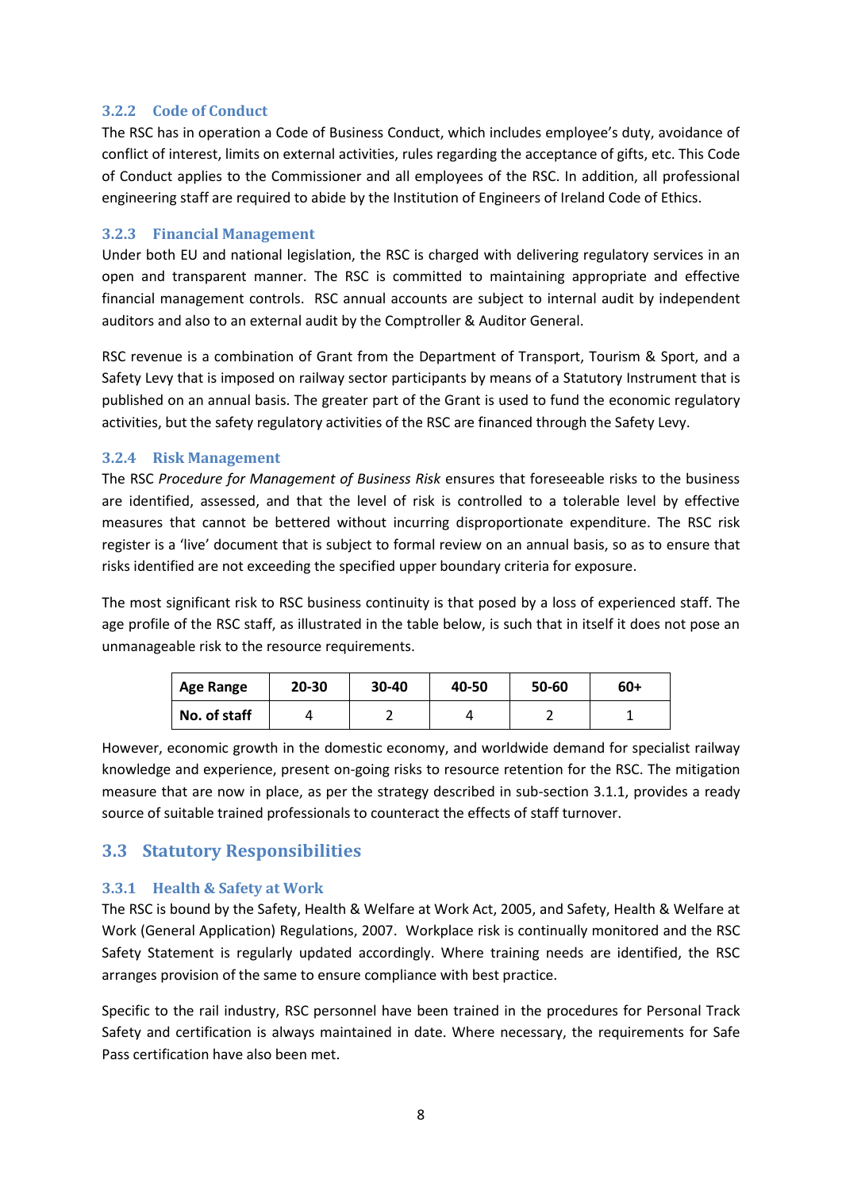### 3.2.2 Code of Conduct

The RSC has in operation a Code of Business Conduct, which includes employee's duty, avoidance of conflict of interest, limits on external activities, rules regarding the acceptance of gifts, etc. This Code of Conduct applies to the Commissioner and all employees of the RSC. In addition, all professional engineering staff are required to abide by the Institution of Engineers of Ireland Code of Ethics.

### 3.2.3 Financial Management

Under both EU and national legislation, the RSC is charged with delivering regulatory services in an open and transparent manner. The RSC is committed to maintaining appropriate and effective financial management controls. RSC annual accounts are subject to internal audit by independent auditors and also to an external audit by the Comptroller & Auditor General.

RSC revenue is a combination of Grant from the Department of Transport, Tourism & Sport, and a Safety Levy that is imposed on railway sector participants by means of a Statutory Instrument that is published on an annual basis. The greater part of the Grant is used to fund the economic regulatory activities, but the safety regulatory activities of the RSC are financed through the Safety Levy.

### 3.2.4 Risk Management

The RSC *Procedure for Management of Business Risk* ensures that foreseeable risks to the business are identified, assessed, and that the level of risk is controlled to a tolerable level by effective measures that cannot be bettered without incurring disproportionate expenditure. The RSC risk register is a 'live' document that is subject to formal review on an annual basis, so as to ensure that risks identified are not exceeding the specified upper boundary criteria for exposure.

The most significant risk to RSC business continuity is that posed by a loss of experienced staff. The age profile of the RSC staff, as illustrated in the table below, is such that in itself it does not pose an unmanageable risk to the resource requirements.

| **Age Range** | **20-30** | **30-40** | **40-50** | **50-60** | **60+** |
|---|---|---|---|---|---|
| **No. of staff** | 4 | 2 | 4 | 2 | 1 |

However, economic growth in the domestic economy, and worldwide demand for specialist railway knowledge and experience, present on-going risks to resource retention for the RSC. The mitigation measure that are now in place, as per the strategy described in sub-section 3.1.1, provides a ready source of suitable trained professionals to counteract the effects of staff turnover.

## 3.3 Statutory Responsibilities

### 3.3.1 Health & Safety at Work

The RSC is bound by the Safety, Health & Welfare at Work Act, 2005, and Safety, Health & Welfare at Work (General Application) Regulations, 2007. Workplace risk is continually monitored and the RSC Safety Statement is regularly updated accordingly. Where training needs are identified, the RSC arranges provision of the same to ensure compliance with best practice.

Specific to the rail industry, RSC personnel have been trained in the procedures for Personal Track Safety and certification is always maintained in date. Where necessary, the requirements for Safe Pass certification have also been met.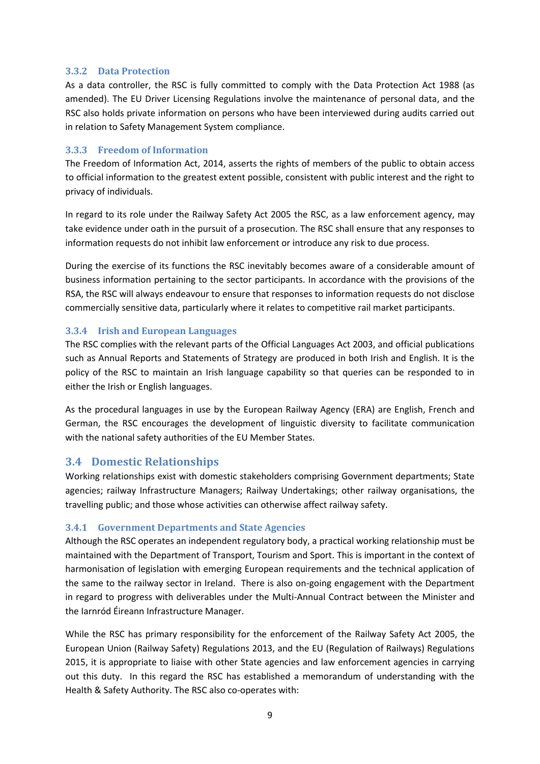### 3.3.2 Data Protection

As a data controller, the RSC is fully committed to comply with the Data Protection Act 1988 (as amended). The EU Driver Licensing Regulations involve the maintenance of personal data, and the RSC also holds private information on persons who have been interviewed during audits carried out in relation to Safety Management System compliance.

### 3.3.3 Freedom of Information

The Freedom of Information Act, 2014, asserts the rights of members of the public to obtain access to official information to the greatest extent possible, consistent with public interest and the right to privacy of individuals.

In regard to its role under the Railway Safety Act 2005 the RSC, as a law enforcement agency, may take evidence under oath in the pursuit of a prosecution. The RSC shall ensure that any responses to information requests do not inhibit law enforcement or introduce any risk to due process.

During the exercise of its functions the RSC inevitably becomes aware of a considerable amount of business information pertaining to the sector participants. In accordance with the provisions of the RSA, the RSC will always endeavour to ensure that responses to information requests do not disclose commercially sensitive data, particularly where it relates to competitive rail market participants.

### 3.3.4 Irish and European Languages

The RSC complies with the relevant parts of the Official Languages Act 2003, and official publications such as Annual Reports and Statements of Strategy are produced in both Irish and English. It is the policy of the RSC to maintain an Irish language capability so that queries can be responded to in either the Irish or English languages.

As the procedural languages in use by the European Railway Agency (ERA) are English, French and German, the RSC encourages the development of linguistic diversity to facilitate communication with the national safety authorities of the EU Member States.

## 3.4 Domestic Relationships

Working relationships exist with domestic stakeholders comprising Government departments; State agencies; railway Infrastructure Managers; Railway Undertakings; other railway organisations, the travelling public; and those whose activities can otherwise affect railway safety.

### 3.4.1 Government Departments and State Agencies

Although the RSC operates an independent regulatory body, a practical working relationship must be maintained with the Department of Transport, Tourism and Sport. This is important in the context of harmonisation of legislation with emerging European requirements and the technical application of the same to the railway sector in Ireland. There is also on-going engagement with the Department in regard to progress with deliverables under the Multi-Annual Contract between the Minister and the Iarnród Éireann Infrastructure Manager.

While the RSC has primary responsibility for the enforcement of the Railway Safety Act 2005, the European Union (Railway Safety) Regulations 2013, and the EU (Regulation of Railways) Regulations 2015, it is appropriate to liaise with other State agencies and law enforcement agencies in carrying out this duty. In this regard the RSC has established a memorandum of understanding with the Health & Safety Authority. The RSC also co-operates with: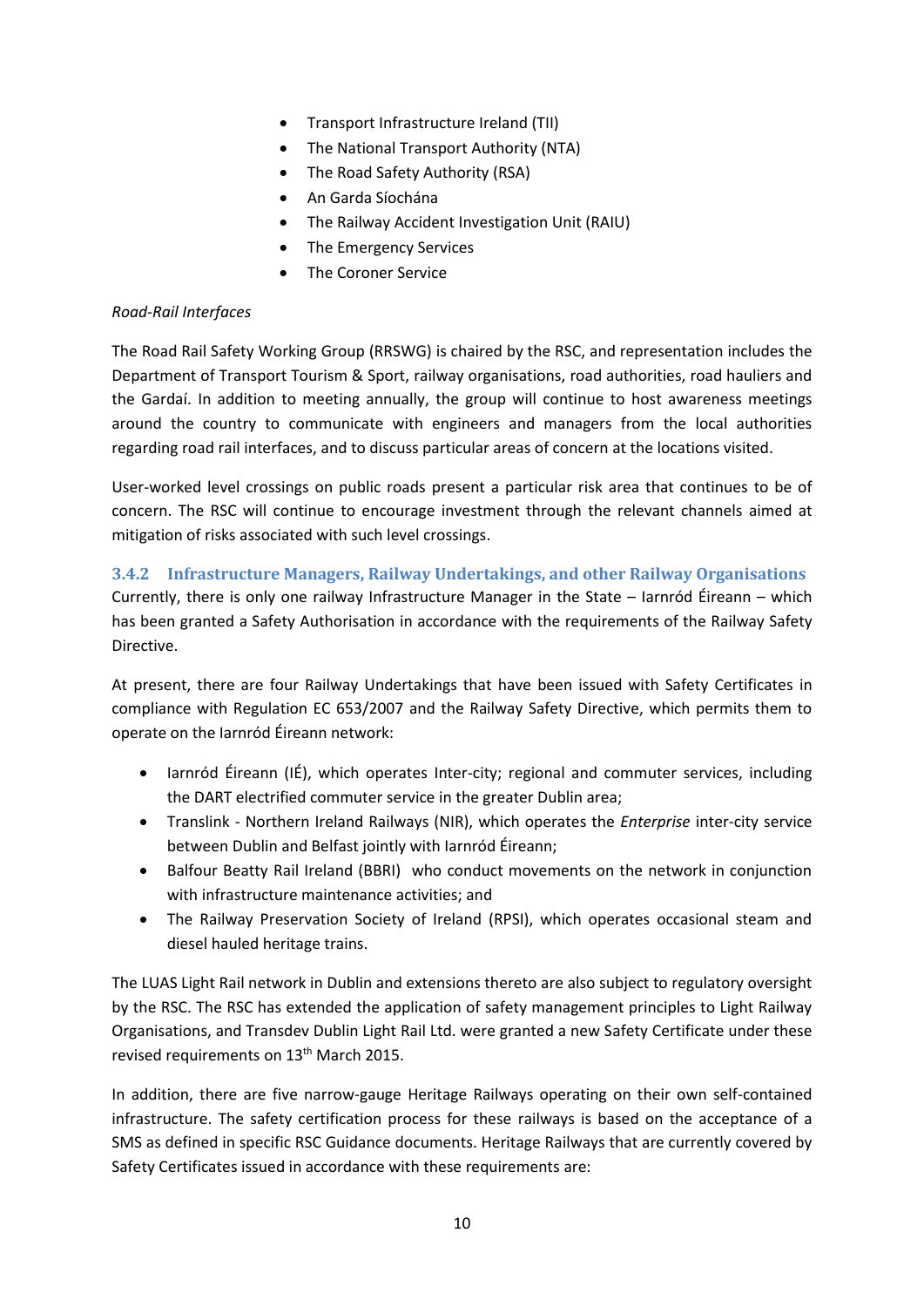- Transport Infrastructure Ireland (TII)
- The National Transport Authority (NTA)
- The Road Safety Authority (RSA)
- An Garda Síochána
- The Railway Accident Investigation Unit (RAIU)
- The Emergency Services
- The Coroner Service

*Road-Rail Interfaces*

The Road Rail Safety Working Group (RRSWG) is chaired by the RSC, and representation includes the Department of Transport Tourism & Sport, railway organisations, road authorities, road hauliers and the Gardaí. In addition to meeting annually, the group will continue to host awareness meetings around the country to communicate with engineers and managers from the local authorities regarding road rail interfaces, and to discuss particular areas of concern at the locations visited.

User-worked level crossings on public roads present a particular risk area that continues to be of concern. The RSC will continue to encourage investment through the relevant channels aimed at mitigation of risks associated with such level crossings.

### 3.4.2 Infrastructure Managers, Railway Undertakings, and other Railway Organisations

Currently, there is only one railway Infrastructure Manager in the State – Iarnród Éireann – which has been granted a Safety Authorisation in accordance with the requirements of the Railway Safety Directive.

At present, there are four Railway Undertakings that have been issued with Safety Certificates in compliance with Regulation EC 653/2007 and the Railway Safety Directive, which permits them to operate on the Iarnród Éireann network:

- Iarnród Éireann (IÉ), which operates Inter-city; regional and commuter services, including the DART electrified commuter service in the greater Dublin area;
- Translink - Northern Ireland Railways (NIR), which operates the *Enterprise* inter-city service between Dublin and Belfast jointly with Iarnród Éireann;
- Balfour Beatty Rail Ireland (BBRI) who conduct movements on the network in conjunction with infrastructure maintenance activities; and
- The Railway Preservation Society of Ireland (RPSI), which operates occasional steam and diesel hauled heritage trains.

The LUAS Light Rail network in Dublin and extensions thereto are also subject to regulatory oversight by the RSC. The RSC has extended the application of safety management principles to Light Railway Organisations, and Transdev Dublin Light Rail Ltd. were granted a new Safety Certificate under these revised requirements on 13th March 2015.

In addition, there are five narrow-gauge Heritage Railways operating on their own self-contained infrastructure. The safety certification process for these railways is based on the acceptance of a SMS as defined in specific RSC Guidance documents. Heritage Railways that are currently covered by Safety Certificates issued in accordance with these requirements are: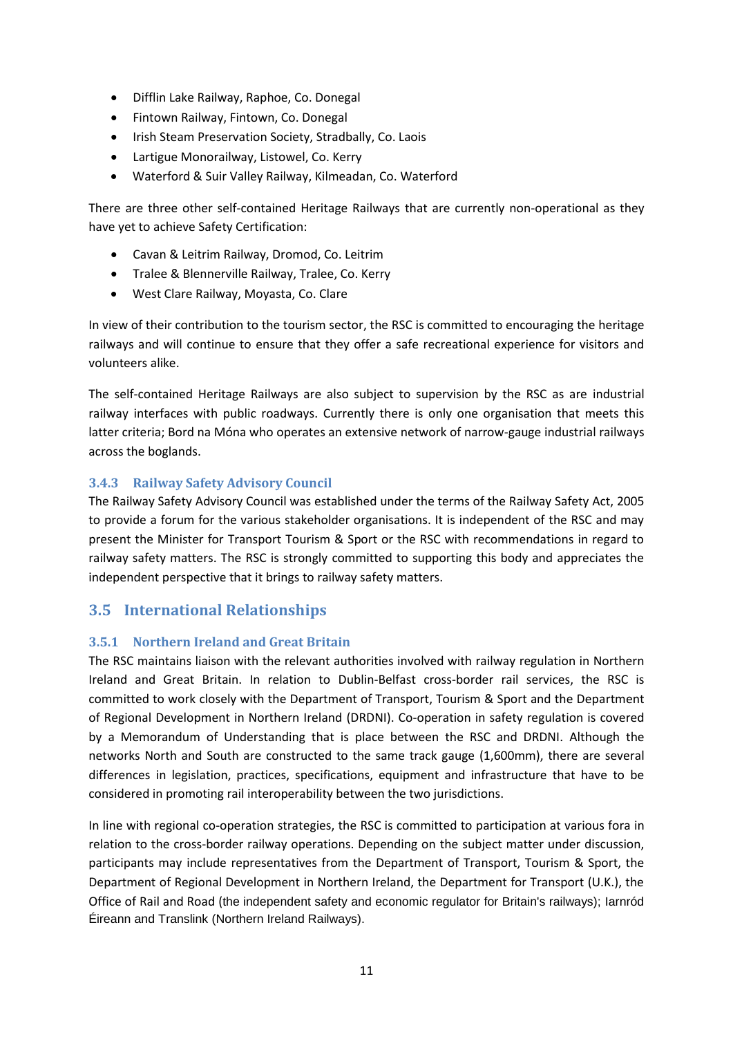- Difflin Lake Railway, Raphoe, Co. Donegal
- Fintown Railway, Fintown, Co. Donegal
- Irish Steam Preservation Society, Stradbally, Co. Laois
- Lartigue Monorailway, Listowel, Co. Kerry
- Waterford & Suir Valley Railway, Kilmeadan, Co. Waterford

There are three other self-contained Heritage Railways that are currently non-operational as they have yet to achieve Safety Certification:

- Cavan & Leitrim Railway, Dromod, Co. Leitrim
- Tralee & Blennerville Railway, Tralee, Co. Kerry
- West Clare Railway, Moyasta, Co. Clare

In view of their contribution to the tourism sector, the RSC is committed to encouraging the heritage railways and will continue to ensure that they offer a safe recreational experience for visitors and volunteers alike.

The self-contained Heritage Railways are also subject to supervision by the RSC as are industrial railway interfaces with public roadways. Currently there is only one organisation that meets this latter criteria; Bord na Móna who operates an extensive network of narrow-gauge industrial railways across the boglands.

### 3.4.3 Railway Safety Advisory Council

The Railway Safety Advisory Council was established under the terms of the Railway Safety Act, 2005 to provide a forum for the various stakeholder organisations. It is independent of the RSC and may present the Minister for Transport Tourism & Sport or the RSC with recommendations in regard to railway safety matters. The RSC is strongly committed to supporting this body and appreciates the independent perspective that it brings to railway safety matters.

## 3.5 International Relationships

### 3.5.1 Northern Ireland and Great Britain

The RSC maintains liaison with the relevant authorities involved with railway regulation in Northern Ireland and Great Britain. In relation to Dublin-Belfast cross-border rail services, the RSC is committed to work closely with the Department of Transport, Tourism & Sport and the Department of Regional Development in Northern Ireland (DRDNI). Co-operation in safety regulation is covered by a Memorandum of Understanding that is place between the RSC and DRDNI. Although the networks North and South are constructed to the same track gauge (1,600mm), there are several differences in legislation, practices, specifications, equipment and infrastructure that have to be considered in promoting rail interoperability between the two jurisdictions.

In line with regional co-operation strategies, the RSC is committed to participation at various fora in relation to the cross-border railway operations. Depending on the subject matter under discussion, participants may include representatives from the Department of Transport, Tourism & Sport, the Department of Regional Development in Northern Ireland, the Department for Transport (U.K.), the Office of Rail and Road (the independent safety and economic regulator for Britain's railways); Iarnród Éireann and Translink (Northern Ireland Railways).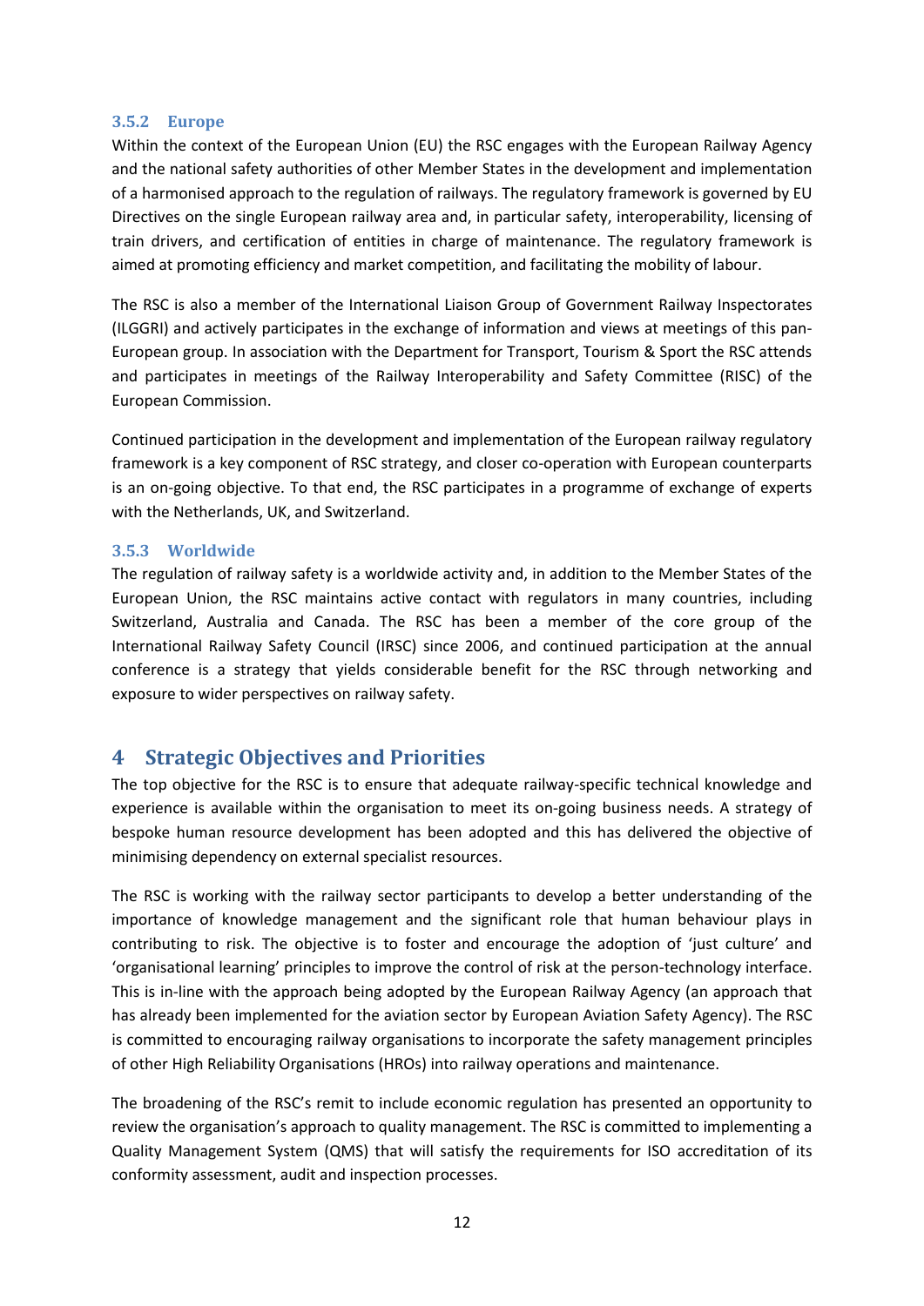### 3.5.2 Europe

Within the context of the European Union (EU) the RSC engages with the European Railway Agency and the national safety authorities of other Member States in the development and implementation of a harmonised approach to the regulation of railways. The regulatory framework is governed by EU Directives on the single European railway area and, in particular safety, interoperability, licensing of train drivers, and certification of entities in charge of maintenance. The regulatory framework is aimed at promoting efficiency and market competition, and facilitating the mobility of labour.

The RSC is also a member of the International Liaison Group of Government Railway Inspectorates (ILGGRI) and actively participates in the exchange of information and views at meetings of this pan-European group. In association with the Department for Transport, Tourism & Sport the RSC attends and participates in meetings of the Railway Interoperability and Safety Committee (RISC) of the European Commission.

Continued participation in the development and implementation of the European railway regulatory framework is a key component of RSC strategy, and closer co-operation with European counterparts is an on-going objective. To that end, the RSC participates in a programme of exchange of experts with the Netherlands, UK, and Switzerland.

### 3.5.3 Worldwide

The regulation of railway safety is a worldwide activity and, in addition to the Member States of the European Union, the RSC maintains active contact with regulators in many countries, including Switzerland, Australia and Canada. The RSC has been a member of the core group of the International Railway Safety Council (IRSC) since 2006, and continued participation at the annual conference is a strategy that yields considerable benefit for the RSC through networking and exposure to wider perspectives on railway safety.

## 4 Strategic Objectives and Priorities

The top objective for the RSC is to ensure that adequate railway-specific technical knowledge and experience is available within the organisation to meet its on-going business needs. A strategy of bespoke human resource development has been adopted and this has delivered the objective of minimising dependency on external specialist resources.

The RSC is working with the railway sector participants to develop a better understanding of the importance of knowledge management and the significant role that human behaviour plays in contributing to risk. The objective is to foster and encourage the adoption of 'just culture' and 'organisational learning' principles to improve the control of risk at the person-technology interface. This is in-line with the approach being adopted by the European Railway Agency (an approach that has already been implemented for the aviation sector by European Aviation Safety Agency). The RSC is committed to encouraging railway organisations to incorporate the safety management principles of other High Reliability Organisations (HROs) into railway operations and maintenance.

The broadening of the RSC's remit to include economic regulation has presented an opportunity to review the organisation's approach to quality management. The RSC is committed to implementing a Quality Management System (QMS) that will satisfy the requirements for ISO accreditation of its conformity assessment, audit and inspection processes.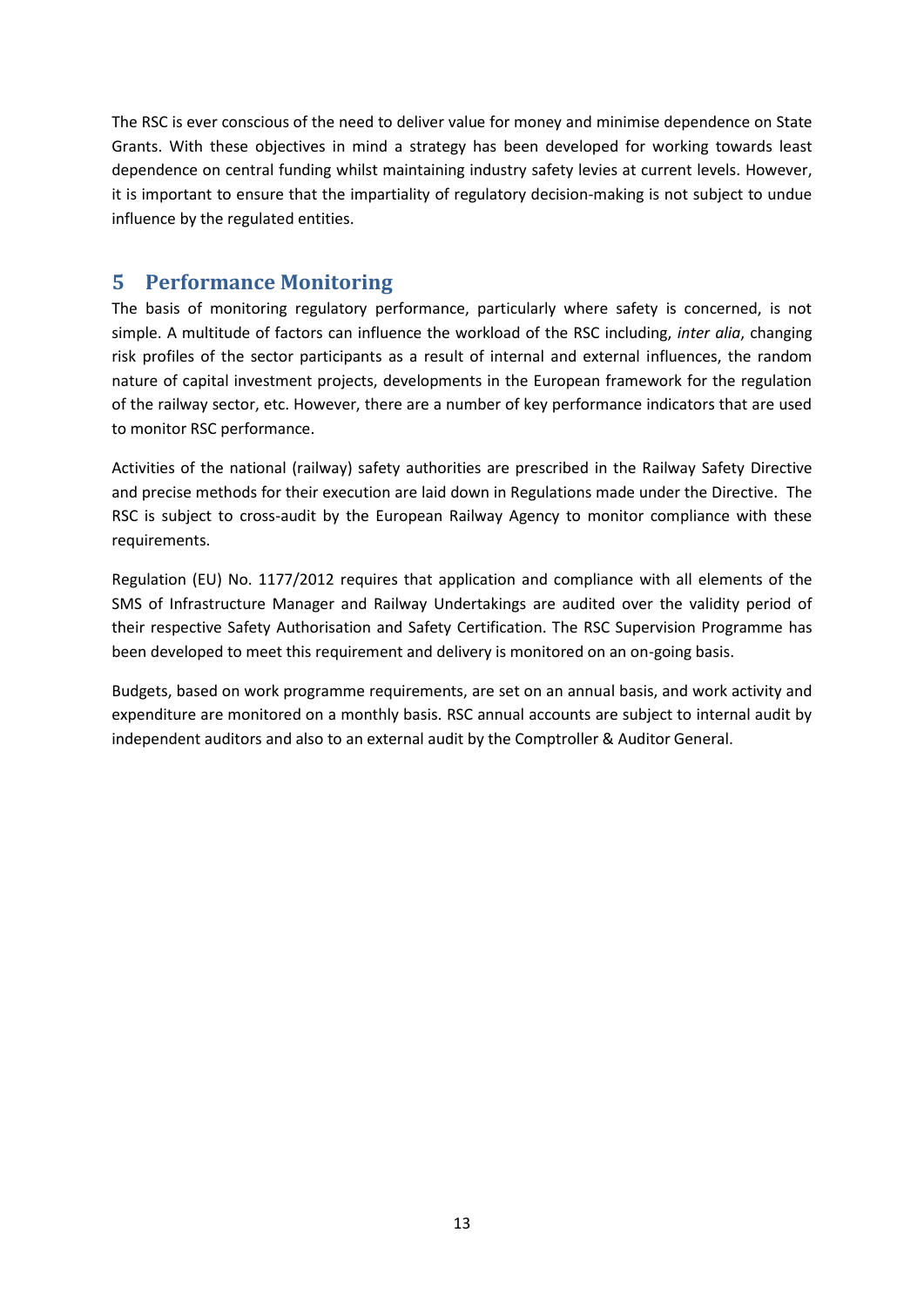The RSC is ever conscious of the need to deliver value for money and minimise dependence on State Grants. With these objectives in mind a strategy has been developed for working towards least dependence on central funding whilst maintaining industry safety levies at current levels. However, it is important to ensure that the impartiality of regulatory decision-making is not subject to undue influence by the regulated entities.

# 5 Performance Monitoring

The basis of monitoring regulatory performance, particularly where safety is concerned, is not simple. A multitude of factors can influence the workload of the RSC including, *inter alia*, changing risk profiles of the sector participants as a result of internal and external influences, the random nature of capital investment projects, developments in the European framework for the regulation of the railway sector, etc. However, there are a number of key performance indicators that are used to monitor RSC performance.

Activities of the national (railway) safety authorities are prescribed in the Railway Safety Directive and precise methods for their execution are laid down in Regulations made under the Directive. The RSC is subject to cross-audit by the European Railway Agency to monitor compliance with these requirements.

Regulation (EU) No. 1177/2012 requires that application and compliance with all elements of the SMS of Infrastructure Manager and Railway Undertakings are audited over the validity period of their respective Safety Authorisation and Safety Certification. The RSC Supervision Programme has been developed to meet this requirement and delivery is monitored on an on-going basis.

Budgets, based on work programme requirements, are set on an annual basis, and work activity and expenditure are monitored on a monthly basis. RSC annual accounts are subject to internal audit by independent auditors and also to an external audit by the Comptroller & Auditor General.